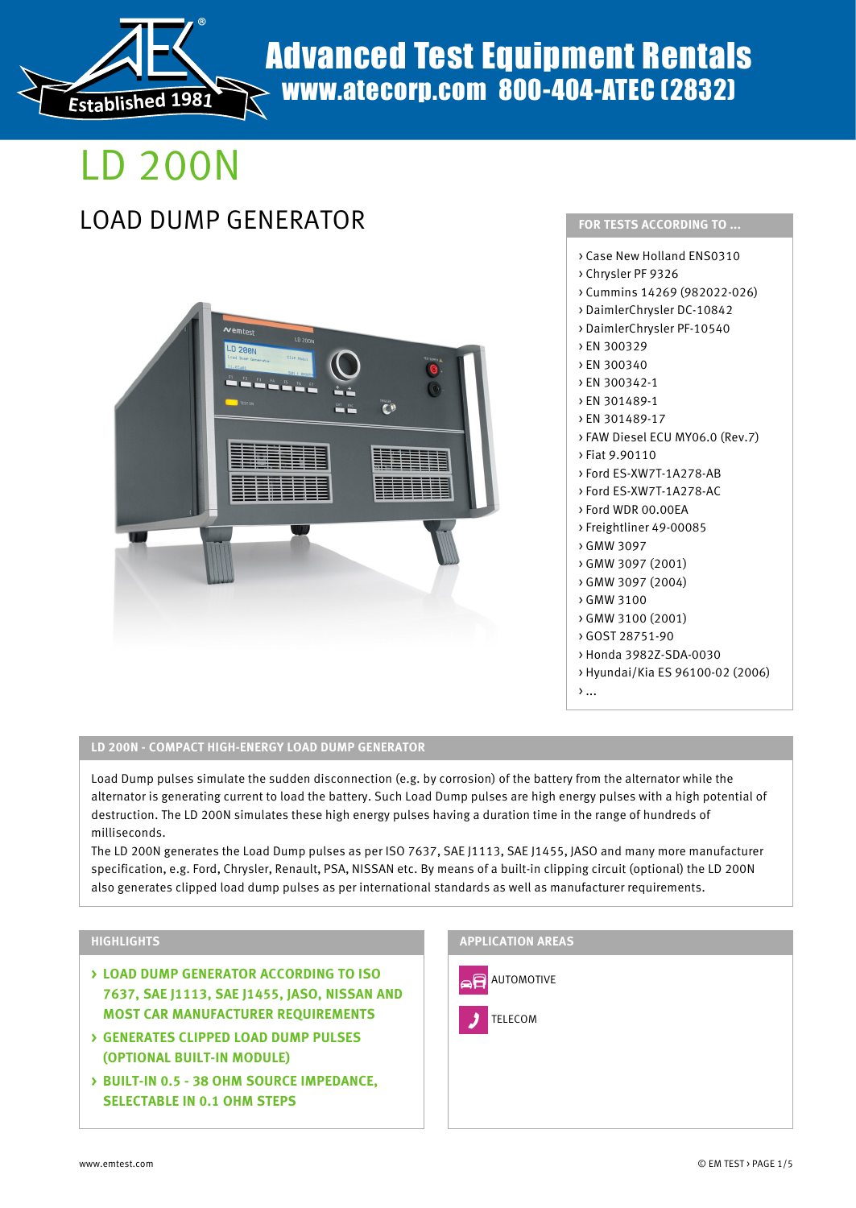Advanced Test Equipment Rentals
www.atecorp.com 800-404-ATEC (2832)

Established 1981

# LD 200N

## LOAD DUMP GENERATOR

### FOR TESTS ACCORDING TO ...

- › Case New Holland ENS0310
- › Chrysler PF 9326
- › Cummins 14269 (982022-026)
- › DaimlerChrysler DC-10842
- › DaimlerChrysler PF-10540
- › EN 300329
- › EN 300340
- › EN 300342-1
- › EN 301489-1
- › EN 301489-17
- › FAW Diesel ECU MY06.0 (Rev.7)
- › Fiat 9.90110
- › Ford ES-XW7T-1A278-AB
- › Ford ES-XW7T-1A278-AC
- › Ford WDR 00.00EA
- › Freightliner 49-00085
- › GMW 3097
- › GMW 3097 (2001)
- › GMW 3097 (2004)
- › GMW 3100
- › GMW 3100 (2001)
- › GOST 28751-90
- › Honda 3982Z-SDA-0030
- › Hyundai/Kia ES 96100-02 (2006)
- › ...

### LD 200N - COMPACT HIGH-ENERGY LOAD DUMP GENERATOR

Load Dump pulses simulate the sudden disconnection (e.g. by corrosion) of the battery from the alternator while the alternator is generating current to load the battery. Such Load Dump pulses are high energy pulses with a high potential of destruction. The LD 200N simulates these high energy pulses having a duration time in the range of hundreds of milliseconds.

The LD 200N generates the Load Dump pulses as per ISO 7637, SAE J1113, SAE J1455, JASO and many more manufacturer specification, e.g. Ford, Chrysler, Renault, PSA, NISSAN etc. By means of a built-in clipping circuit (optional) the LD 200N also generates clipped load dump pulses as per international standards as well as manufacturer requirements.

### HIGHLIGHTS

- › **LOAD DUMP GENERATOR ACCORDING TO ISO 7637, SAE J1113, SAE J1455, JASO, NISSAN AND MOST CAR MANUFACTURER REQUIREMENTS**
- › **GENERATES CLIPPED LOAD DUMP PULSES (OPTIONAL BUILT-IN MODULE)**
- › **BUILT-IN 0.5 - 38 OHM SOURCE IMPEDANCE, SELECTABLE IN 0.1 OHM STEPS**

### APPLICATION AREAS

- AUTOMOTIVE
- TELECOM

www.emtest.com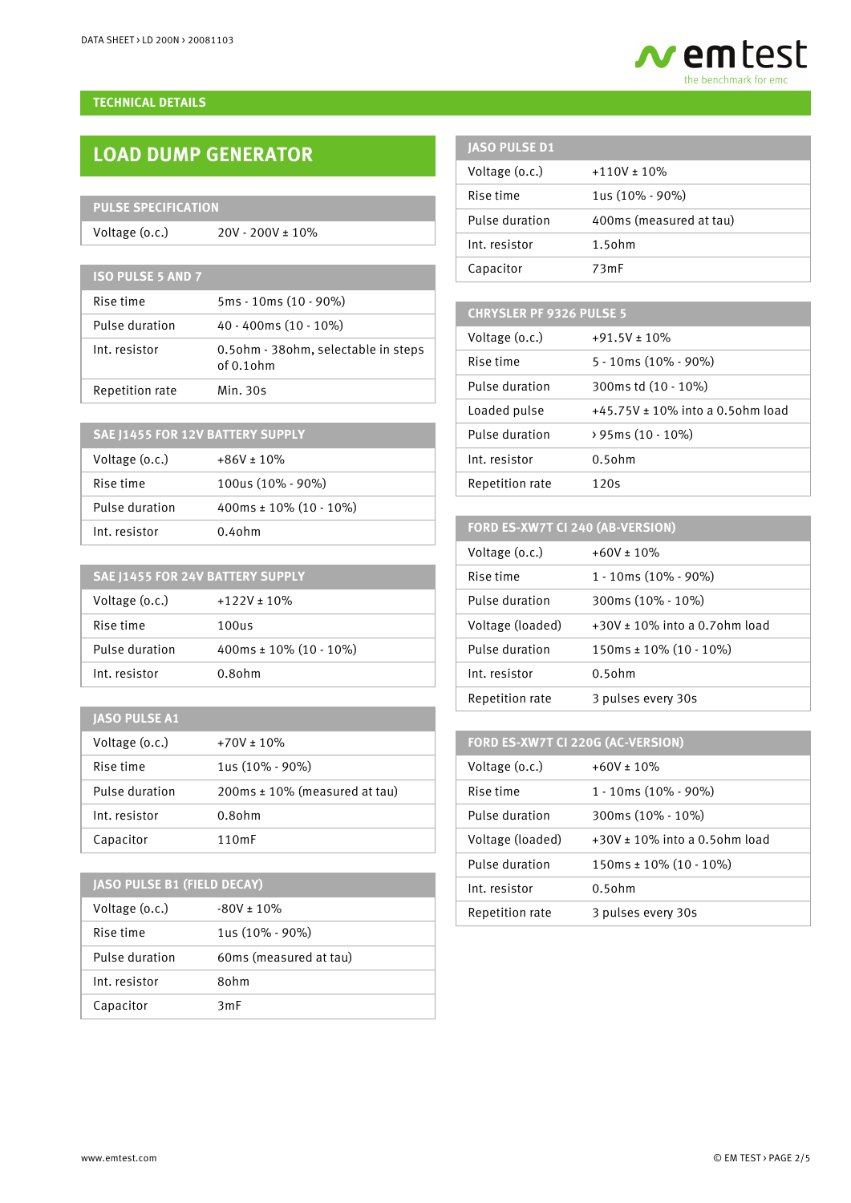## TECHNICAL DETAILS

# LOAD DUMP GENERATOR

| PULSE SPECIFICATION | |
|---|---|
| Voltage (o.c.) | 20V - 200V ± 10% |

| ISO PULSE 5 AND 7 | |
|---|---|
| Rise time | 5ms - 10ms (10 - 90%) |
| Pulse duration | 40 - 400ms (10 - 10%) |
| Int. resistor | 0.5ohm - 38ohm, selectable in steps of 0.1ohm |
| Repetition rate | Min. 30s |

| SAE J1455 FOR 12V BATTERY SUPPLY | |
|---|---|
| Voltage (o.c.) | +86V ± 10% |
| Rise time | 100us (10% - 90%) |
| Pulse duration | 400ms ± 10% (10 - 10%) |
| Int. resistor | 0.4ohm |

| SAE J1455 FOR 24V BATTERY SUPPLY | |
|---|---|
| Voltage (o.c.) | +122V ± 10% |
| Rise time | 100us |
| Pulse duration | 400ms ± 10% (10 - 10%) |
| Int. resistor | 0.8ohm |

| JASO PULSE A1 | |
|---|---|
| Voltage (o.c.) | +70V ± 10% |
| Rise time | 1us (10% - 90%) |
| Pulse duration | 200ms ± 10% (measured at tau) |
| Int. resistor | 0.8ohm |
| Capacitor | 110mF |

| JASO PULSE B1 (FIELD DECAY) | |
|---|---|
| Voltage (o.c.) | -80V ± 10% |
| Rise time | 1us (10% - 90%) |
| Pulse duration | 60ms (measured at tau) |
| Int. resistor | 8ohm |
| Capacitor | 3mF |

| JASO PULSE D1 | |
|---|---|
| Voltage (o.c.) | +110V ± 10% |
| Rise time | 1us (10% - 90%) |
| Pulse duration | 400ms (measured at tau) |
| Int. resistor | 1.5ohm |
| Capacitor | 73mF |

| CHRYSLER PF 9326 PULSE 5 | |
|---|---|
| Voltage (o.c.) | +91.5V ± 10% |
| Rise time | 5 - 10ms (10% - 90%) |
| Pulse duration | 300ms td (10 - 10%) |
| Loaded pulse | +45.75V ± 10% into a 0.5ohm load |
| Pulse duration | › 95ms (10 - 10%) |
| Int. resistor | 0.5ohm |
| Repetition rate | 120s |

| FORD ES-XW7T CI 240 (AB-VERSION) | |
|---|---|
| Voltage (o.c.) | +60V ± 10% |
| Rise time | 1 - 10ms (10% - 90%) |
| Pulse duration | 300ms (10% - 10%) |
| Voltage (loaded) | +30V ± 10% into a 0.7ohm load |
| Pulse duration | 150ms ± 10% (10 - 10%) |
| Int. resistor | 0.5ohm |
| Repetition rate | 3 pulses every 30s |

| FORD ES-XW7T CI 220G (AC-VERSION) | |
|---|---|
| Voltage (o.c.) | +60V ± 10% |
| Rise time | 1 - 10ms (10% - 90%) |
| Pulse duration | 300ms (10% - 10%) |
| Voltage (loaded) | +30V ± 10% into a 0.5ohm load |
| Pulse duration | 150ms ± 10% (10 - 10%) |
| Int. resistor | 0.5ohm |
| Repetition rate | 3 pulses every 30s |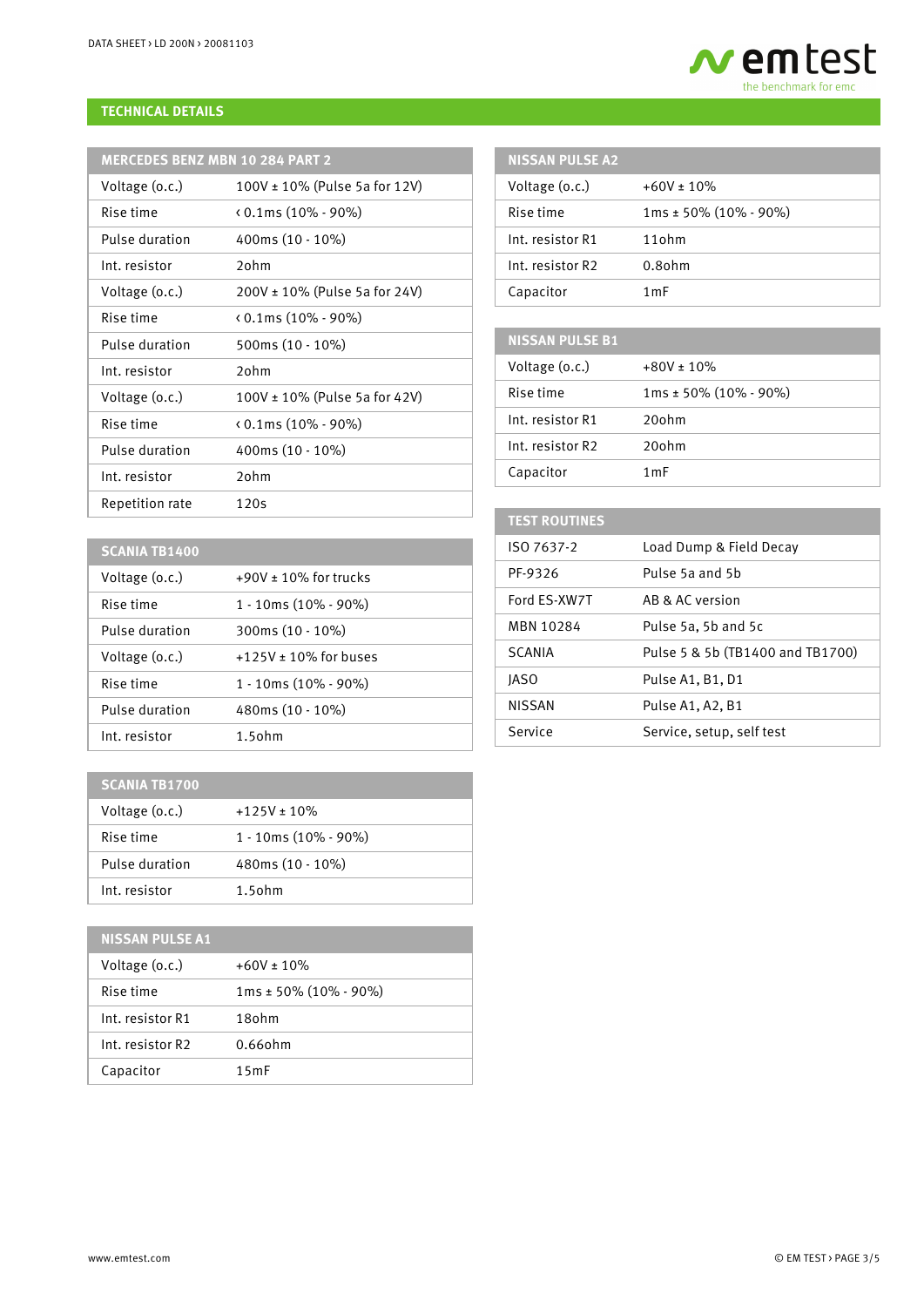## TECHNICAL DETAILS

| MERCEDES BENZ MBN 10 284 PART 2 | |
|---|---|
| Voltage (o.c.) | 100V ± 10% (Pulse 5a for 12V) |
| Rise time | ‹ 0.1ms (10% - 90%) |
| Pulse duration | 400ms (10 - 10%) |
| Int. resistor | 2ohm |
| Voltage (o.c.) | 200V ± 10% (Pulse 5a for 24V) |
| Rise time | ‹ 0.1ms (10% - 90%) |
| Pulse duration | 500ms (10 - 10%) |
| Int. resistor | 2ohm |
| Voltage (o.c.) | 100V ± 10% (Pulse 5a for 42V) |
| Rise time | ‹ 0.1ms (10% - 90%) |
| Pulse duration | 400ms (10 - 10%) |
| Int. resistor | 2ohm |
| Repetition rate | 120s |

| SCANIA TB1400 | |
|---|---|
| Voltage (o.c.) | +90V ± 10% for trucks |
| Rise time | 1 - 10ms (10% - 90%) |
| Pulse duration | 300ms (10 - 10%) |
| Voltage (o.c.) | +125V ± 10% for buses |
| Rise time | 1 - 10ms (10% - 90%) |
| Pulse duration | 480ms (10 - 10%) |
| Int. resistor | 1.5ohm |

| SCANIA TB1700 | |
|---|---|
| Voltage (o.c.) | +125V ± 10% |
| Rise time | 1 - 10ms (10% - 90%) |
| Pulse duration | 480ms (10 - 10%) |
| Int. resistor | 1.5ohm |

| NISSAN PULSE A1 | |
|---|---|
| Voltage (o.c.) | +60V ± 10% |
| Rise time | 1ms ± 50% (10% - 90%) |
| Int. resistor R1 | 18ohm |
| Int. resistor R2 | 0.66ohm |
| Capacitor | 15mF |

| NISSAN PULSE A2 | |
|---|---|
| Voltage (o.c.) | +60V ± 10% |
| Rise time | 1ms ± 50% (10% - 90%) |
| Int. resistor R1 | 11ohm |
| Int. resistor R2 | 0.8ohm |
| Capacitor | 1mF |

| NISSAN PULSE B1 | |
|---|---|
| Voltage (o.c.) | +80V ± 10% |
| Rise time | 1ms ± 50% (10% - 90%) |
| Int. resistor R1 | 20ohm |
| Int. resistor R2 | 20ohm |
| Capacitor | 1mF |

| TEST ROUTINES | |
|---|---|
| ISO 7637-2 | Load Dump & Field Decay |
| PF-9326 | Pulse 5a and 5b |
| Ford ES-XW7T | AB & AC version |
| MBN 10284 | Pulse 5a, 5b and 5c |
| SCANIA | Pulse 5 & 5b (TB1400 and TB1700) |
| JASO | Pulse A1, B1, D1 |
| NISSAN | Pulse A1, A2, B1 |
| Service | Service, setup, self test |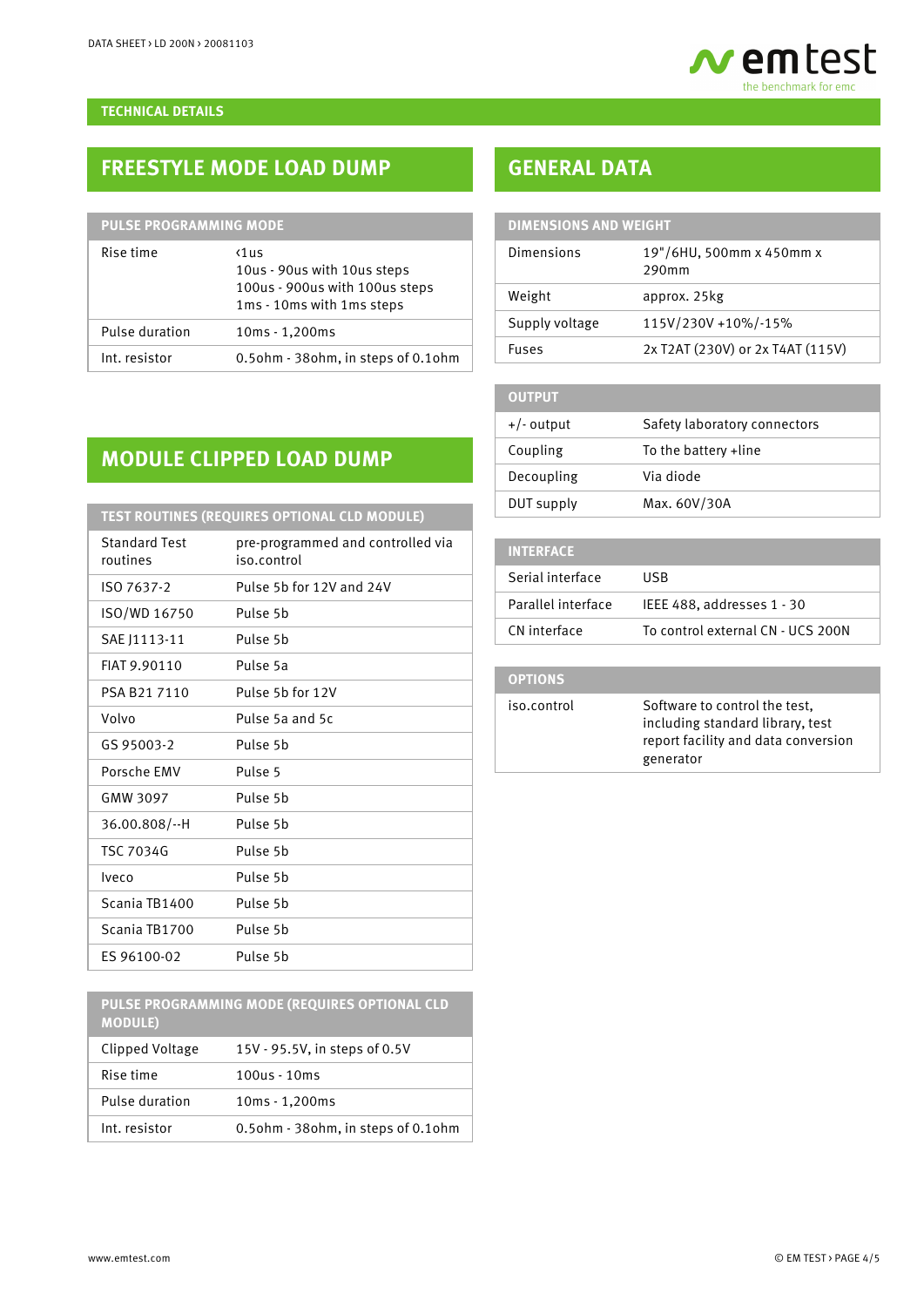## TECHNICAL DETAILS

## FREESTYLE MODE LOAD DUMP

| PULSE PROGRAMMING MODE | |
|---|---|
| Rise time | <1us<br>10us - 90us with 10us steps<br>100us - 900us with 100us steps<br>1ms - 10ms with 1ms steps |
| Pulse duration | 10ms - 1,200ms |
| Int. resistor | 0.5ohm - 38ohm, in steps of 0.1ohm |

## MODULE CLIPPED LOAD DUMP

| TEST ROUTINES (REQUIRES OPTIONAL CLD MODULE) | |
|---|---|
| Standard Test routines | pre-programmed and controlled via iso.control |
| ISO 7637-2 | Pulse 5b for 12V and 24V |
| ISO/WD 16750 | Pulse 5b |
| SAE J1113-11 | Pulse 5b |
| FIAT 9.90110 | Pulse 5a |
| PSA B21 7110 | Pulse 5b for 12V |
| Volvo | Pulse 5a and 5c |
| GS 95003-2 | Pulse 5b |
| Porsche EMV | Pulse 5 |
| GMW 3097 | Pulse 5b |
| 36.00.808/--H | Pulse 5b |
| TSC 7034G | Pulse 5b |
| Iveco | Pulse 5b |
| Scania TB1400 | Pulse 5b |
| Scania TB1700 | Pulse 5b |
| ES 96100-02 | Pulse 5b |

| PULSE PROGRAMMING MODE (REQUIRES OPTIONAL CLD MODULE) | |
|---|---|
| Clipped Voltage | 15V - 95.5V, in steps of 0.5V |
| Rise time | 100us - 10ms |
| Pulse duration | 10ms - 1,200ms |
| Int. resistor | 0.5ohm - 38ohm, in steps of 0.1ohm |

## GENERAL DATA

| DIMENSIONS AND WEIGHT | |
|---|---|
| Dimensions | 19"/6HU, 500mm x 450mm x 290mm |
| Weight | approx. 25kg |
| Supply voltage | 115V/230V +10%/-15% |
| Fuses | 2x T2AT (230V) or 2x T4AT (115V) |

| OUTPUT | |
|---|---|
| +/- output | Safety laboratory connectors |
| Coupling | To the battery +line |
| Decoupling | Via diode |
| DUT supply | Max. 60V/30A |

| INTERFACE | |
|---|---|
| Serial interface | USB |
| Parallel interface | IEEE 488, addresses 1 - 30 |
| CN interface | To control external CN - UCS 200N |

| OPTIONS | |
|---|---|
| iso.control | Software to control the test, including standard library, test report facility and data conversion generator |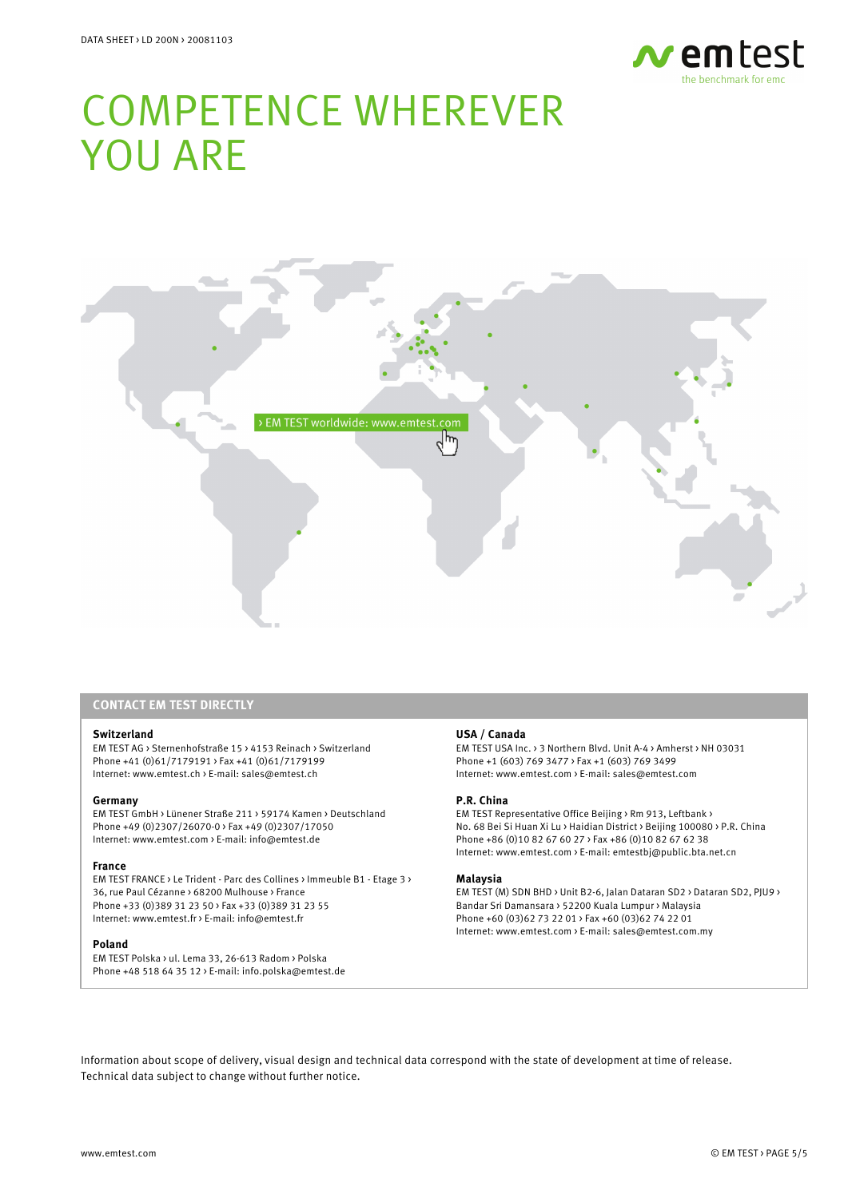# COMPETENCE WHEREVER YOU ARE

› EM TEST worldwide: www.emtest.com

## CONTACT EM TEST DIRECTLY

**Switzerland**
EM TEST AG › Sternenhofstraße 15 › 4153 Reinach › Switzerland
Phone +41 (0)61/7179191 › Fax +41 (0)61/7179199
Internet: www.emtest.ch › E-mail: sales@emtest.ch

**Germany**
EM TEST GmbH › Lünener Straße 211 › 59174 Kamen › Deutschland
Phone +49 (0)2307/26070-0 › Fax +49 (0)2307/17050
Internet: www.emtest.com › E-mail: info@emtest.de

**France**
EM TEST FRANCE › Le Trident - Parc des Collines › Immeuble B1 - Etage 3 › 36, rue Paul Cézanne › 68200 Mulhouse › France
Phone +33 (0)389 31 23 50 › Fax +33 (0)389 31 23 55
Internet: www.emtest.fr › E-mail: info@emtest.fr

**Poland**
EM TEST Polska › ul. Lema 33, 26-613 Radom › Polska
Phone +48 518 64 35 12 › E-mail: info.polska@emtest.de

**USA / Canada**
EM TEST USA Inc. › 3 Northern Blvd. Unit A-4 › Amherst › NH 03031
Phone +1 (603) 769 3477 › Fax +1 (603) 769 3499
Internet: www.emtest.com › E-mail: sales@emtest.com

**P.R. China**
EM TEST Representative Office Beijing › Rm 913, Leftbank › No. 68 Bei Si Huan Xi Lu › Haidian District › Beijing 100080 › P.R. China
Phone +86 (0)10 82 67 60 27 › Fax +86 (0)10 82 67 62 38
Internet: www.emtest.com › E-mail: emtestbj@public.bta.net.cn

**Malaysia**
EM TEST (M) SDN BHD › Unit B2-6, Jalan Dataran SD2 › Dataran SD2, PJU9 › Bandar Sri Damansara › 52200 Kuala Lumpur › Malaysia
Phone +60 (03)62 73 22 01 › Fax +60 (03)62 74 22 01
Internet: www.emtest.com › E-mail: sales@emtest.com.my

Information about scope of delivery, visual design and technical data correspond with the state of development at time of release. Technical data subject to change without further notice.